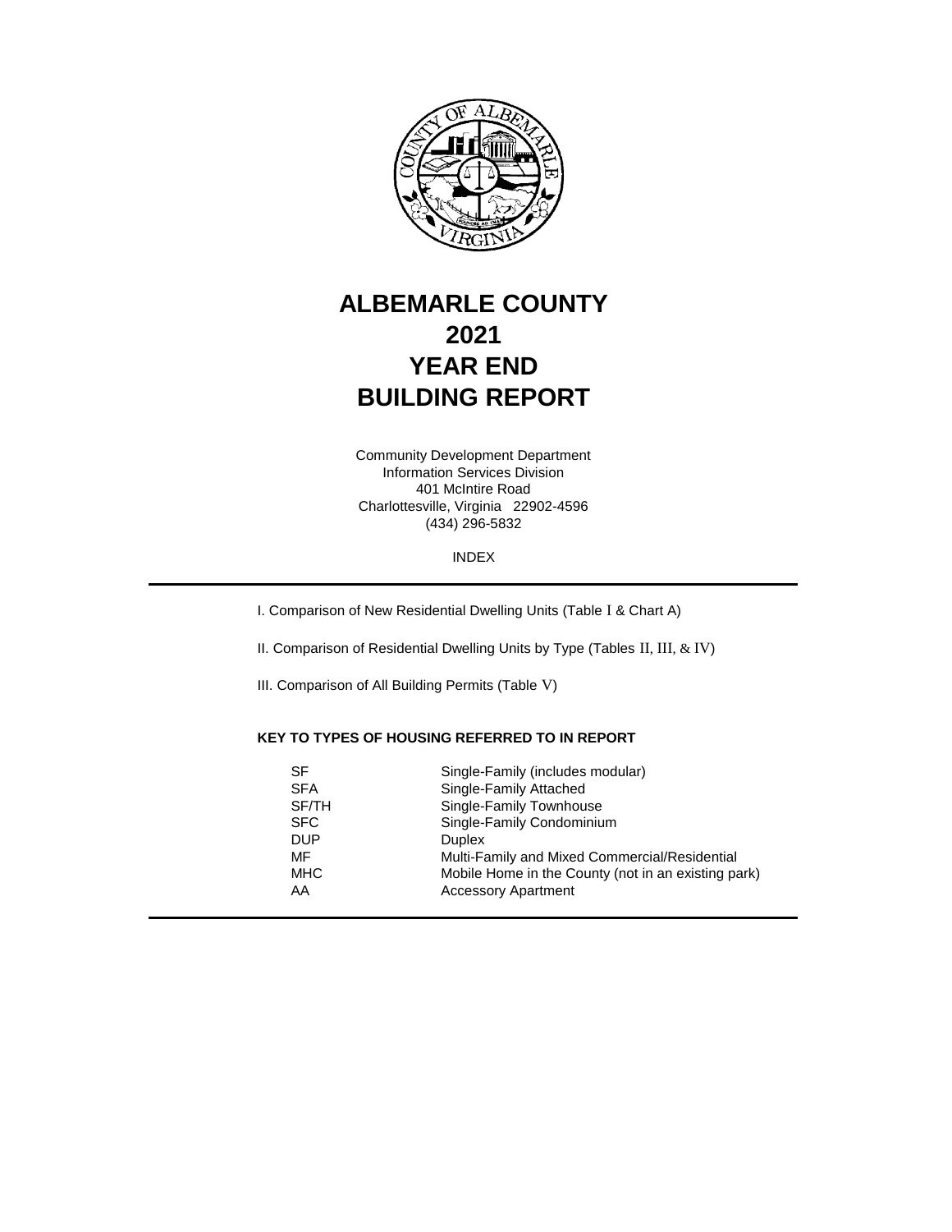# ALBEMARLE COUNTY
# 2021
# YEAR END
# BUILDING REPORT

Community Development Department
Information Services Division
401 McIntire Road
Charlottesville, Virginia 22902-4596
(434) 296-5832

INDEX

I. Comparison of New Residential Dwelling Units (Table I & Chart A)

II. Comparison of Residential Dwelling Units by Type (Tables II, III, & IV)

III. Comparison of All Building Permits (Table V)

**KEY TO TYPES OF HOUSING REFERRED TO IN REPORT**

| | |
|---|---|
| SF | Single-Family (includes modular) |
| SFA | Single-Family Attached |
| SF/TH | Single-Family Townhouse |
| SFC | Single-Family Condominium |
| DUP | Duplex |
| MF | Multi-Family and Mixed Commercial/Residential |
| MHC | Mobile Home in the County (not in an existing park) |
| AA | Accessory Apartment |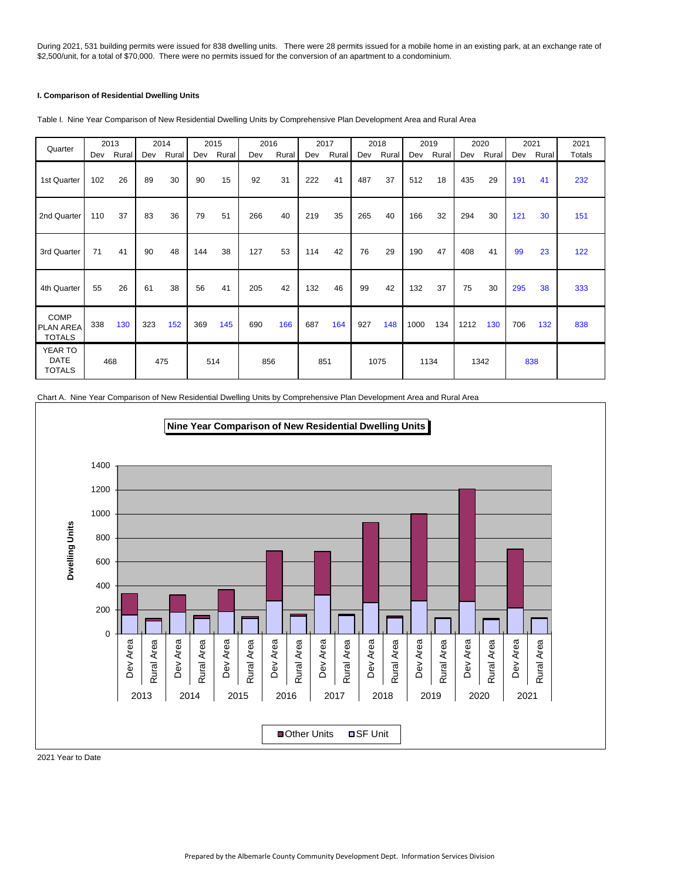During 2021, 531 building permits were issued for 838 dwelling units. There were 28 permits issued for a mobile home in an existing park, at an exchange rate of $2,500/unit, for a total of $70,000. There were no permits issued for the conversion of an apartment to a condominium.

### I. Comparison of Residential Dwelling Units

Table I. Nine Year Comparison of New Residential Dwelling Units by Comprehensive Plan Development Area and Rural Area

| Quarter | 2013 | | 2014 | | 2015 | | 2016 | | 2017 | | 2018 | | 2019 | | 2020 | | 2021 | | 2021 |
|---|---|---|---|---|---|---|---|---|---|---|---|---|---|---|---|---|---|---|---|
| | Dev | Rural | Dev | Rural | Dev | Rural | Dev | Rural | Dev | Rural | Dev | Rural | Dev | Rural | Dev | Rural | Dev | Rural | Totals |
| 1st Quarter | 102 | 26 | 89 | 30 | 90 | 15 | 92 | 31 | 222 | 41 | 487 | 37 | 512 | 18 | 435 | 29 | 191 | 41 | 232 |
| 2nd Quarter | 110 | 37 | 83 | 36 | 79 | 51 | 266 | 40 | 219 | 35 | 265 | 40 | 166 | 32 | 294 | 30 | 121 | 30 | 151 |
| 3rd Quarter | 71 | 41 | 90 | 48 | 144 | 38 | 127 | 53 | 114 | 42 | 76 | 29 | 190 | 47 | 408 | 41 | 99 | 23 | 122 |
| 4th Quarter | 55 | 26 | 61 | 38 | 56 | 41 | 205 | 42 | 132 | 46 | 99 | 42 | 132 | 37 | 75 | 30 | 295 | 38 | 333 |
| COMP PLAN AREA TOTALS | 338 | 130 | 323 | 152 | 369 | 145 | 690 | 166 | 687 | 164 | 927 | 148 | 1000 | 134 | 1212 | 130 | 706 | 132 | 838 |
| YEAR TO DATE TOTALS | 468 | | 475 | | 514 | | 856 | | 851 | | 1075 | | 1134 | | 1342 | | 838 | | |

Chart A. Nine Year Comparison of New Residential Dwelling Units by Comprehensive Plan Development Area and Rural Area

2021 Year to Date

Prepared by the Albemarle County Community Development Dept. Information Services Division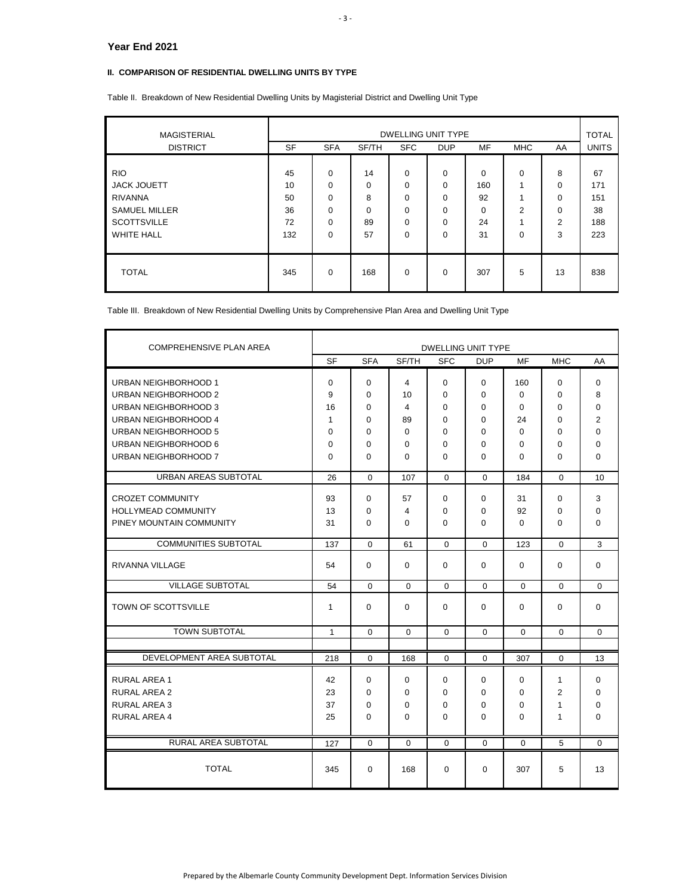### Year End 2021

#### II. COMPARISON OF RESIDENTIAL DWELLING UNITS BY TYPE

Table II. Breakdown of New Residential Dwelling Units by Magisterial District and Dwelling Unit Type

| MAGISTERIAL | DWELLING UNIT TYPE | | | | | | | | TOTAL |
|---|---|---|---|---|---|---|---|---|---|
| DISTRICT | SF | SFA | SF/TH | SFC | DUP | MF | MHC | AA | UNITS |
| RIO | 45 | 0 | 14 | 0 | 0 | 0 | 0 | 8 | 67 |
| JACK JOUETT | 10 | 0 | 0 | 0 | 0 | 160 | 1 | 0 | 171 |
| RIVANNA | 50 | 0 | 8 | 0 | 0 | 92 | 1 | 0 | 151 |
| SAMUEL MILLER | 36 | 0 | 0 | 0 | 0 | 0 | 2 | 0 | 38 |
| SCOTTSVILLE | 72 | 0 | 89 | 0 | 0 | 24 | 1 | 2 | 188 |
| WHITE HALL | 132 | 0 | 57 | 0 | 0 | 31 | 0 | 3 | 223 |
| TOTAL | 345 | 0 | 168 | 0 | 0 | 307 | 5 | 13 | 838 |

Table III. Breakdown of New Residential Dwelling Units by Comprehensive Plan Area and Dwelling Unit Type

| COMPREHENSIVE PLAN AREA | DWELLING UNIT TYPE | | | | | | | |
|---|---|---|---|---|---|---|---|---|
| | SF | SFA | SF/TH | SFC | DUP | MF | MHC | AA |
| URBAN NEIGHBORHOOD 1 | 0 | 0 | 4 | 0 | 0 | 160 | 0 | 0 |
| URBAN NEIGHBORHOOD 2 | 9 | 0 | 10 | 0 | 0 | 0 | 0 | 8 |
| URBAN NEIGHBORHOOD 3 | 16 | 0 | 4 | 0 | 0 | 0 | 0 | 0 |
| URBAN NEIGHBORHOOD 4 | 1 | 0 | 89 | 0 | 0 | 24 | 0 | 2 |
| URBAN NEIGHBORHOOD 5 | 0 | 0 | 0 | 0 | 0 | 0 | 0 | 0 |
| URBAN NEIGHBORHOOD 6 | 0 | 0 | 0 | 0 | 0 | 0 | 0 | 0 |
| URBAN NEIGHBORHOOD 7 | 0 | 0 | 0 | 0 | 0 | 0 | 0 | 0 |
| URBAN AREAS SUBTOTAL | 26 | 0 | 107 | 0 | 0 | 184 | 0 | 10 |
| CROZET COMMUNITY | 93 | 0 | 57 | 0 | 0 | 31 | 0 | 3 |
| HOLLYMEAD COMMUNITY | 13 | 0 | 4 | 0 | 0 | 92 | 0 | 0 |
| PINEY MOUNTAIN COMMUNITY | 31 | 0 | 0 | 0 | 0 | 0 | 0 | 0 |
| COMMUNITIES SUBTOTAL | 137 | 0 | 61 | 0 | 0 | 123 | 0 | 3 |
| RIVANNA VILLAGE | 54 | 0 | 0 | 0 | 0 | 0 | 0 | 0 |
| VILLAGE SUBTOTAL | 54 | 0 | 0 | 0 | 0 | 0 | 0 | 0 |
| TOWN OF SCOTTSVILLE | 1 | 0 | 0 | 0 | 0 | 0 | 0 | 0 |
| TOWN SUBTOTAL | 1 | 0 | 0 | 0 | 0 | 0 | 0 | 0 |
| DEVELOPMENT AREA SUBTOTAL | 218 | 0 | 168 | 0 | 0 | 307 | 0 | 13 |
| RURAL AREA 1 | 42 | 0 | 0 | 0 | 0 | 0 | 1 | 0 |
| RURAL AREA 2 | 23 | 0 | 0 | 0 | 0 | 0 | 2 | 0 |
| RURAL AREA 3 | 37 | 0 | 0 | 0 | 0 | 0 | 1 | 0 |
| RURAL AREA 4 | 25 | 0 | 0 | 0 | 0 | 0 | 1 | 0 |
| RURAL AREA SUBTOTAL | 127 | 0 | 0 | 0 | 0 | 0 | 5 | 0 |
| TOTAL | 345 | 0 | 168 | 0 | 0 | 307 | 5 | 13 |

Prepared by the Albemarle County Community Development Dept. Information Services Division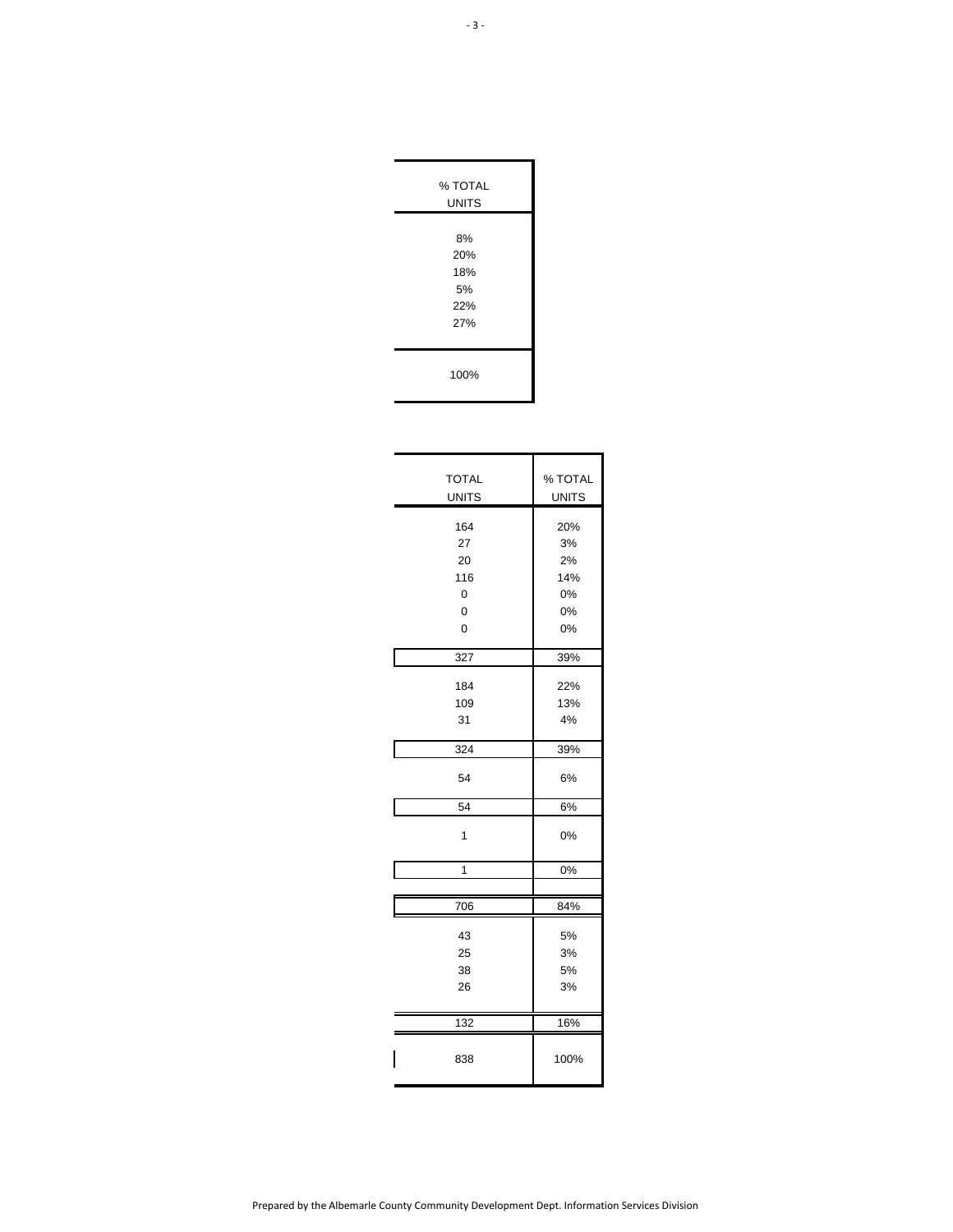| % TOTAL UNITS |
|---|
| 8% |
| 20% |
| 18% |
| 5% |
| 22% |
| 27% |
| |
| 100% |

| TOTAL UNITS | % TOTAL UNITS |
|---|---|
| 164 | 20% |
| 27 | 3% |
| 20 | 2% |
| 116 | 14% |
| 0 | 0% |
| 0 | 0% |
| 0 | 0% |
| 327 | 39% |
| 184 | 22% |
| 109 | 13% |
| 31 | 4% |
| 324 | 39% |
| 54 | 6% |
| 54 | 6% |
| 1 | 0% |
| 1 | 0% |
| 706 | 84% |
| 43 | 5% |
| 25 | 3% |
| 38 | 5% |
| 26 | 3% |
| 132 | 16% |
| 838 | 100% |

Prepared by the Albemarle County Community Development Dept. Information Services Division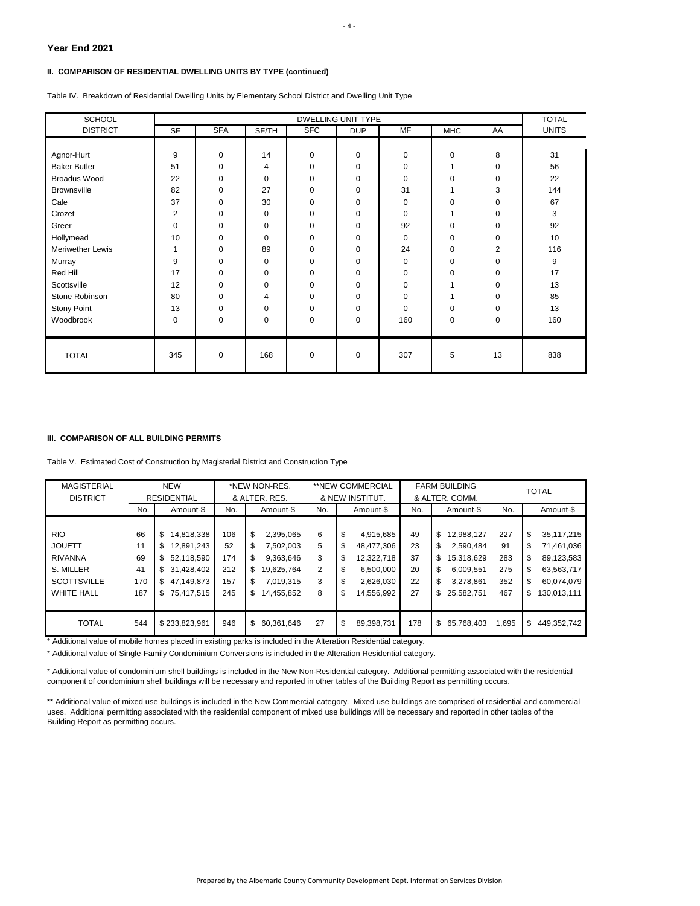**Year End 2021**

**II. COMPARISON OF RESIDENTIAL DWELLING UNITS BY TYPE (continued)**

Table IV. Breakdown of Residential Dwelling Units by Elementary School District and Dwelling Unit Type

| SCHOOL DISTRICT | DWELLING UNIT TYPE SF | SFA | SF/TH | SFC | DUP | MF | MHC | AA | TOTAL UNITS |
|---|---|---|---|---|---|---|---|---|---|
| Agnor-Hurt | 9 | 0 | 14 | 0 | 0 | 0 | 0 | 8 | 31 |
| Baker Butler | 51 | 0 | 4 | 0 | 0 | 0 | 1 | 0 | 56 |
| Broadus Wood | 22 | 0 | 0 | 0 | 0 | 0 | 0 | 0 | 22 |
| Brownsville | 82 | 0 | 27 | 0 | 0 | 31 | 1 | 3 | 144 |
| Cale | 37 | 0 | 30 | 0 | 0 | 0 | 0 | 0 | 67 |
| Crozet | 2 | 0 | 0 | 0 | 0 | 0 | 1 | 0 | 3 |
| Greer | 0 | 0 | 0 | 0 | 0 | 92 | 0 | 0 | 92 |
| Hollymead | 10 | 0 | 0 | 0 | 0 | 0 | 0 | 0 | 10 |
| Meriwether Lewis | 1 | 0 | 89 | 0 | 0 | 24 | 0 | 2 | 116 |
| Murray | 9 | 0 | 0 | 0 | 0 | 0 | 0 | 0 | 9 |
| Red Hill | 17 | 0 | 0 | 0 | 0 | 0 | 0 | 0 | 17 |
| Scottsville | 12 | 0 | 0 | 0 | 0 | 0 | 1 | 0 | 13 |
| Stone Robinson | 80 | 0 | 4 | 0 | 0 | 0 | 1 | 0 | 85 |
| Stony Point | 13 | 0 | 0 | 0 | 0 | 0 | 0 | 0 | 13 |
| Woodbrook | 0 | 0 | 0 | 0 | 0 | 160 | 0 | 0 | 160 |
| TOTAL | 345 | 0 | 168 | 0 | 0 | 307 | 5 | 13 | 838 |

**III. COMPARISON OF ALL BUILDING PERMITS**

Table V. Estimated Cost of Construction by Magisterial District and Construction Type

| MAGISTERIAL DISTRICT | NEW RESIDENTIAL | | *NEW NON-RES. & ALTER. RES. | | **NEW COMMERCIAL & NEW INSTITUT. | | FARM BUILDING & ALTER. COMM. | | TOTAL | |
|---|---|---|---|---|---|---|---|---|---|---|
| | No. | Amount-$ | No. | Amount-$ | No. | Amount-$ | No. | Amount-$ | No. | Amount-$ |
| RIO | 66 | $ 14,818,338 | 106 | $ 2,395,065 | 6 | $ 4,915,685 | 49 | $ 12,988,127 | 227 | $ 35,117,215 |
| JOUETT | 11 | $ 12,891,243 | 52 | $ 7,502,003 | 5 | $ 48,477,306 | 23 | $ 2,590,484 | 91 | $ 71,461,036 |
| RIVANNA | 69 | $ 52,118,590 | 174 | $ 9,363,646 | 3 | $ 12,322,718 | 37 | $ 15,318,629 | 283 | $ 89,123,583 |
| S. MILLER | 41 | $ 31,428,402 | 212 | $ 19,625,764 | 2 | $ 6,500,000 | 20 | $ 6,009,551 | 275 | $ 63,563,717 |
| SCOTTSVILLE | 170 | $ 47,149,873 | 157 | $ 7,019,315 | 3 | $ 2,626,030 | 22 | $ 3,278,861 | 352 | $ 60,074,079 |
| WHITE HALL | 187 | $ 75,417,515 | 245 | $ 14,455,852 | 8 | $ 14,556,992 | 27 | $ 25,582,751 | 467 | $ 130,013,111 |
| TOTAL | 544 | $ 233,823,961 | 946 | $ 60,361,646 | 27 | $ 89,398,731 | 178 | $ 65,768,403 | 1,695 | $ 449,352,742 |

\* Additional value of mobile homes placed in existing parks is included in the Alteration Residential category.

\* Additional value of Single-Family Condominium Conversions is included in the Alteration Residential category.

\* Additional value of condominium shell buildings is included in the New Non-Residential category. Additional permitting associated with the residential component of condominium shell buildings will be necessary and reported in other tables of the Building Report as permitting occurs.

\*\* Additional value of mixed use buildings is included in the New Commercial category. Mixed use buildings are comprised of residential and commercial uses. Additional permitting associated with the residential component of mixed use buildings will be necessary and reported in other tables of the Building Report as permitting occurs.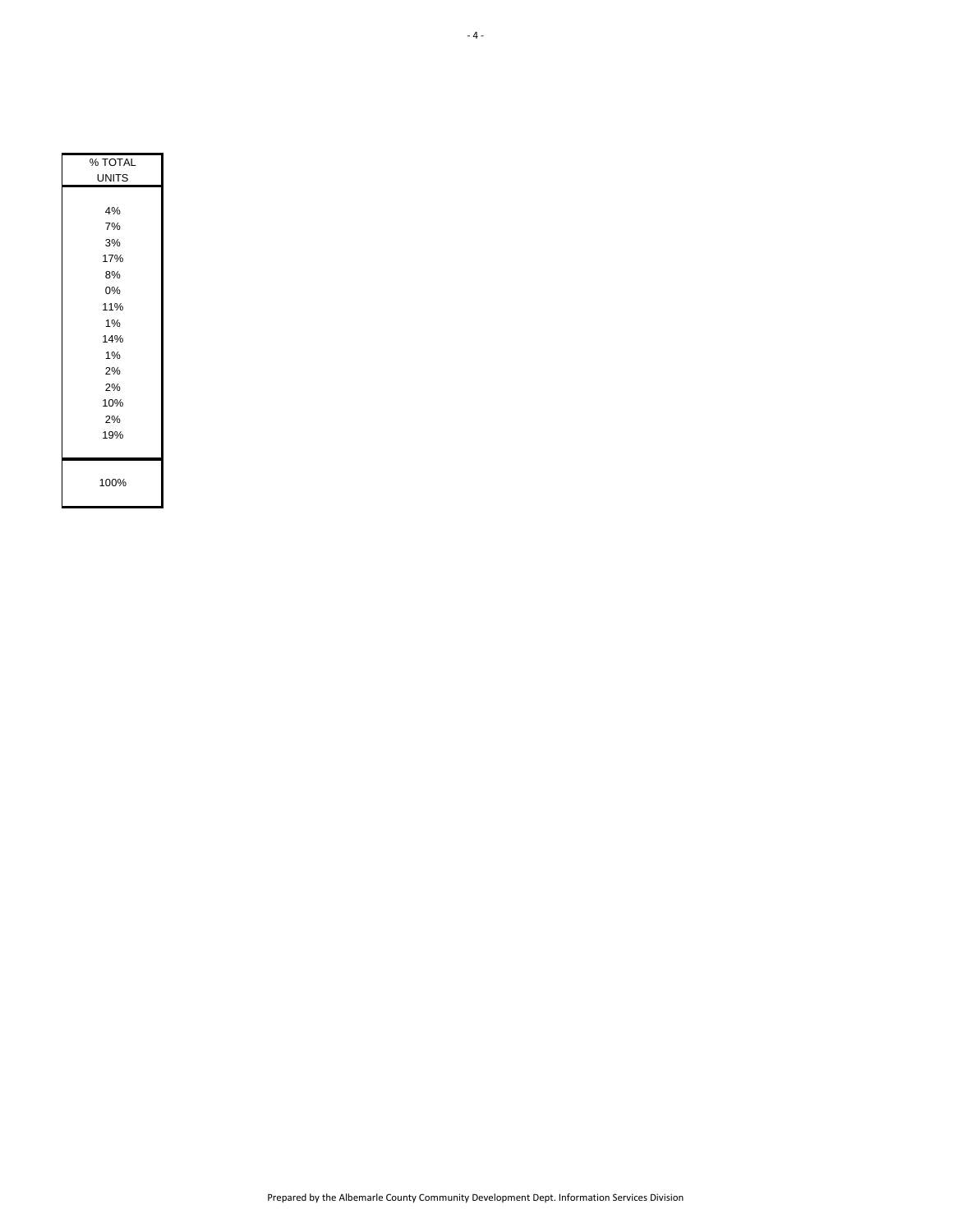| % TOTAL UNITS |
|---|
| 4% |
| 7% |
| 3% |
| 17% |
| 8% |
| 0% |
| 11% |
| 1% |
| 14% |
| 1% |
| 2% |
| 2% |
| 10% |
| 2% |
| 19% |
| 100% |

Prepared by the Albemarle County Community Development Dept. Information Services Division